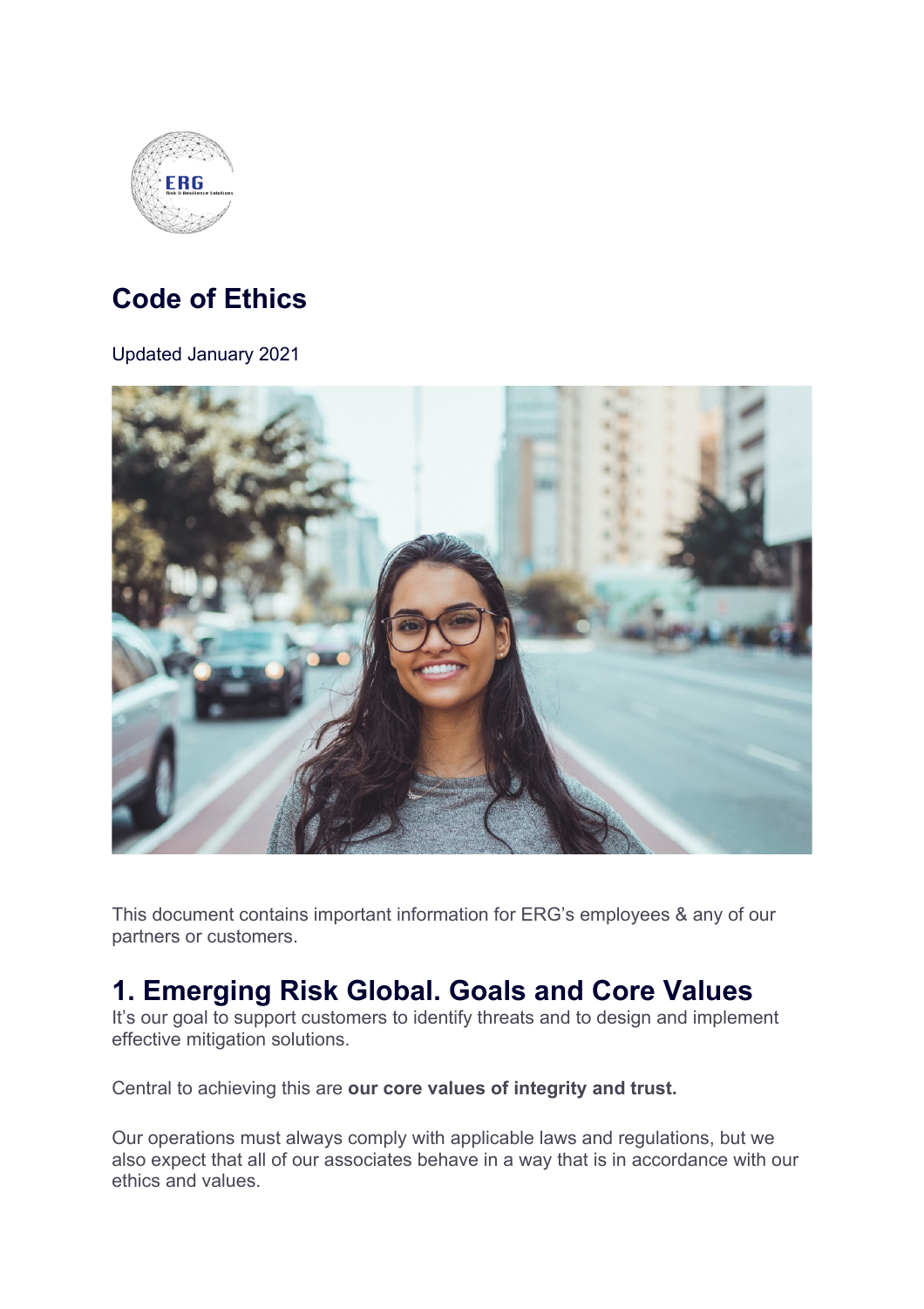# Code of Ethics

Updated January 2021

This document contains important information for ERG's employees & any of our partners or customers.

## 1. Emerging Risk Global. Goals and Core Values

It's our goal to support customers to identify threats and to design and implement effective mitigation solutions.

Central to achieving this are **our core values of integrity and trust.**

Our operations must always comply with applicable laws and regulations, but we also expect that all of our associates behave in a way that is in accordance with our ethics and values.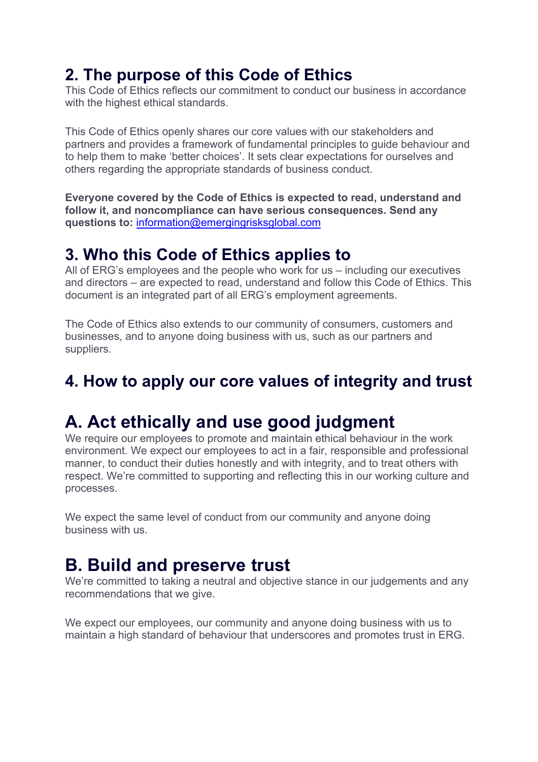## 2. The purpose of this Code of Ethics

This Code of Ethics reflects our commitment to conduct our business in accordance with the highest ethical standards.

This Code of Ethics openly shares our core values with our stakeholders and partners and provides a framework of fundamental principles to guide behaviour and to help them to make 'better choices'. It sets clear expectations for ourselves and others regarding the appropriate standards of business conduct.

**Everyone covered by the Code of Ethics is expected to read, understand and follow it, and noncompliance can have serious consequences. Send any questions to:** information@emergingrisksglobal.com

## 3. Who this Code of Ethics applies to

All of ERG's employees and the people who work for us – including our executives and directors – are expected to read, understand and follow this Code of Ethics. This document is an integrated part of all ERG's employment agreements.

The Code of Ethics also extends to our community of consumers, customers and businesses, and to anyone doing business with us, such as our partners and suppliers.

## 4. How to apply our core values of integrity and trust

# A. Act ethically and use good judgment

We require our employees to promote and maintain ethical behaviour in the work environment. We expect our employees to act in a fair, responsible and professional manner, to conduct their duties honestly and with integrity, and to treat others with respect. We're committed to supporting and reflecting this in our working culture and processes.

We expect the same level of conduct from our community and anyone doing business with us.

# B. Build and preserve trust

We're committed to taking a neutral and objective stance in our judgements and any recommendations that we give.

We expect our employees, our community and anyone doing business with us to maintain a high standard of behaviour that underscores and promotes trust in ERG.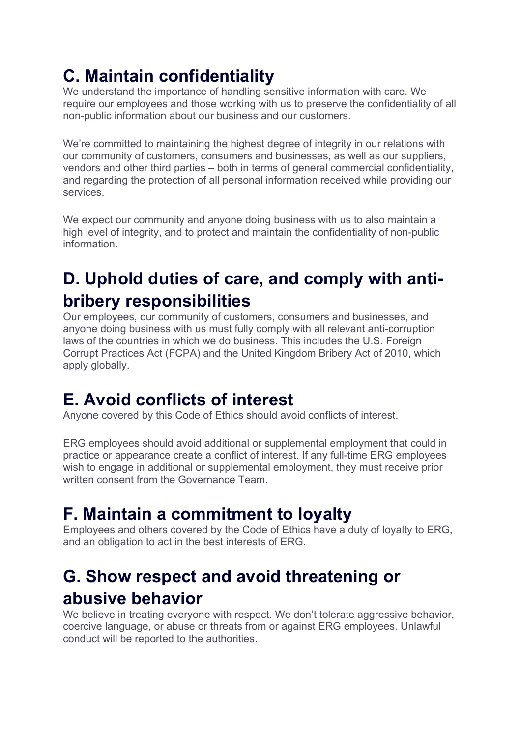## C. Maintain confidentiality

We understand the importance of handling sensitive information with care. We require our employees and those working with us to preserve the confidentiality of all non-public information about our business and our customers.

We're committed to maintaining the highest degree of integrity in our relations with our community of customers, consumers and businesses, as well as our suppliers, vendors and other third parties – both in terms of general commercial confidentiality, and regarding the protection of all personal information received while providing our services.

We expect our community and anyone doing business with us to also maintain a high level of integrity, and to protect and maintain the confidentiality of non-public information.

## D. Uphold duties of care, and comply with anti-bribery responsibilities

Our employees, our community of customers, consumers and businesses, and anyone doing business with us must fully comply with all relevant anti-corruption laws of the countries in which we do business. This includes the U.S. Foreign Corrupt Practices Act (FCPA) and the United Kingdom Bribery Act of 2010, which apply globally.

## E. Avoid conflicts of interest

Anyone covered by this Code of Ethics should avoid conflicts of interest.

ERG employees should avoid additional or supplemental employment that could in practice or appearance create a conflict of interest. If any full-time ERG employees wish to engage in additional or supplemental employment, they must receive prior written consent from the Governance Team.

## F. Maintain a commitment to loyalty

Employees and others covered by the Code of Ethics have a duty of loyalty to ERG, and an obligation to act in the best interests of ERG.

## G. Show respect and avoid threatening or abusive behavior

We believe in treating everyone with respect. We don't tolerate aggressive behavior, coercive language, or abuse or threats from or against ERG employees. Unlawful conduct will be reported to the authorities.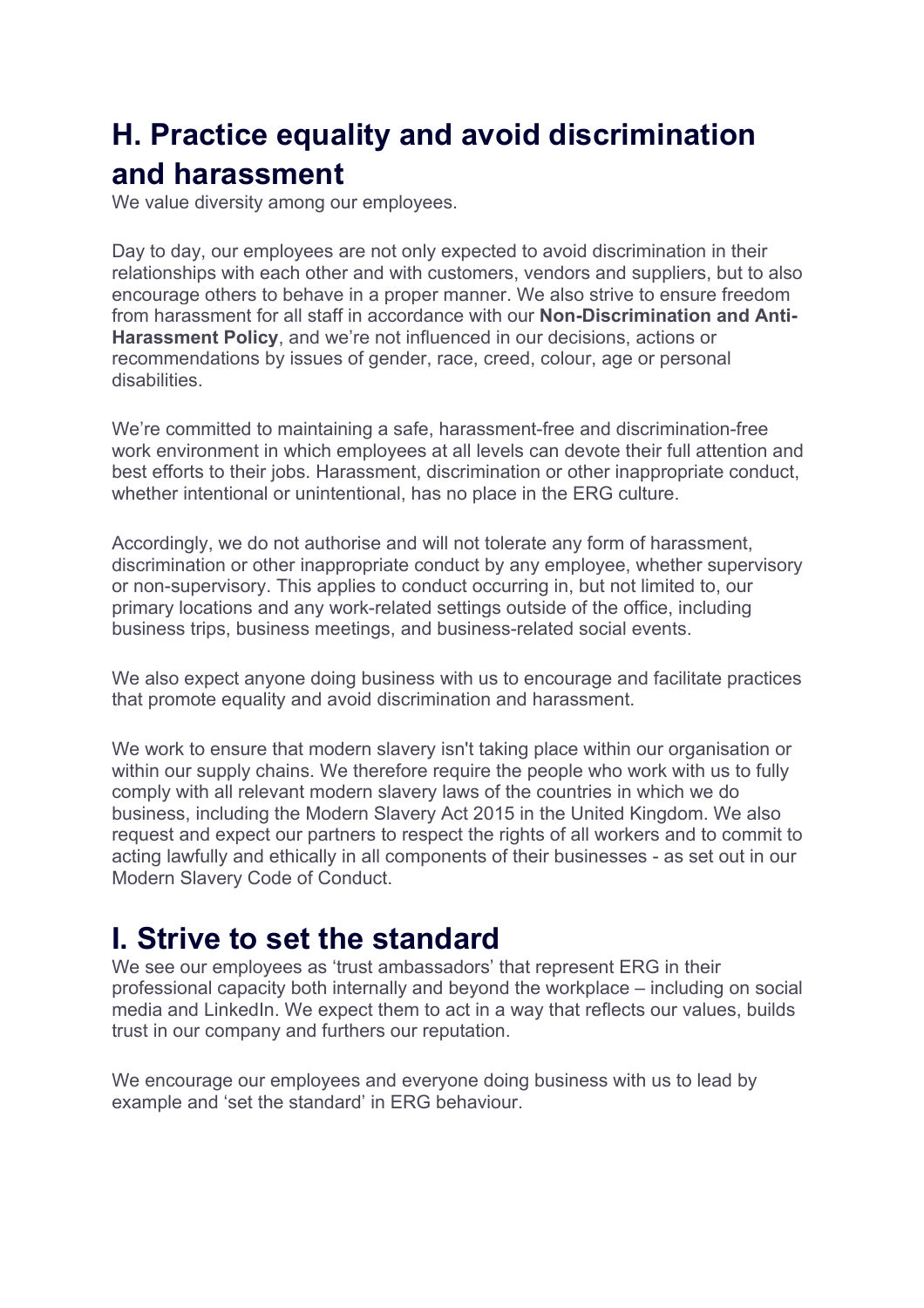## H. Practice equality and avoid discrimination and harassment

We value diversity among our employees.

Day to day, our employees are not only expected to avoid discrimination in their relationships with each other and with customers, vendors and suppliers, but to also encourage others to behave in a proper manner. We also strive to ensure freedom from harassment for all staff in accordance with our **Non-Discrimination and Anti-Harassment Policy**, and we're not influenced in our decisions, actions or recommendations by issues of gender, race, creed, colour, age or personal disabilities.

We're committed to maintaining a safe, harassment-free and discrimination-free work environment in which employees at all levels can devote their full attention and best efforts to their jobs. Harassment, discrimination or other inappropriate conduct, whether intentional or unintentional, has no place in the ERG culture.

Accordingly, we do not authorise and will not tolerate any form of harassment, discrimination or other inappropriate conduct by any employee, whether supervisory or non-supervisory. This applies to conduct occurring in, but not limited to, our primary locations and any work-related settings outside of the office, including business trips, business meetings, and business-related social events.

We also expect anyone doing business with us to encourage and facilitate practices that promote equality and avoid discrimination and harassment.

We work to ensure that modern slavery isn't taking place within our organisation or within our supply chains. We therefore require the people who work with us to fully comply with all relevant modern slavery laws of the countries in which we do business, including the Modern Slavery Act 2015 in the United Kingdom. We also request and expect our partners to respect the rights of all workers and to commit to acting lawfully and ethically in all components of their businesses - as set out in our Modern Slavery Code of Conduct.

## I. Strive to set the standard

We see our employees as 'trust ambassadors' that represent ERG in their professional capacity both internally and beyond the workplace – including on social media and LinkedIn. We expect them to act in a way that reflects our values, builds trust in our company and furthers our reputation.

We encourage our employees and everyone doing business with us to lead by example and 'set the standard' in ERG behaviour.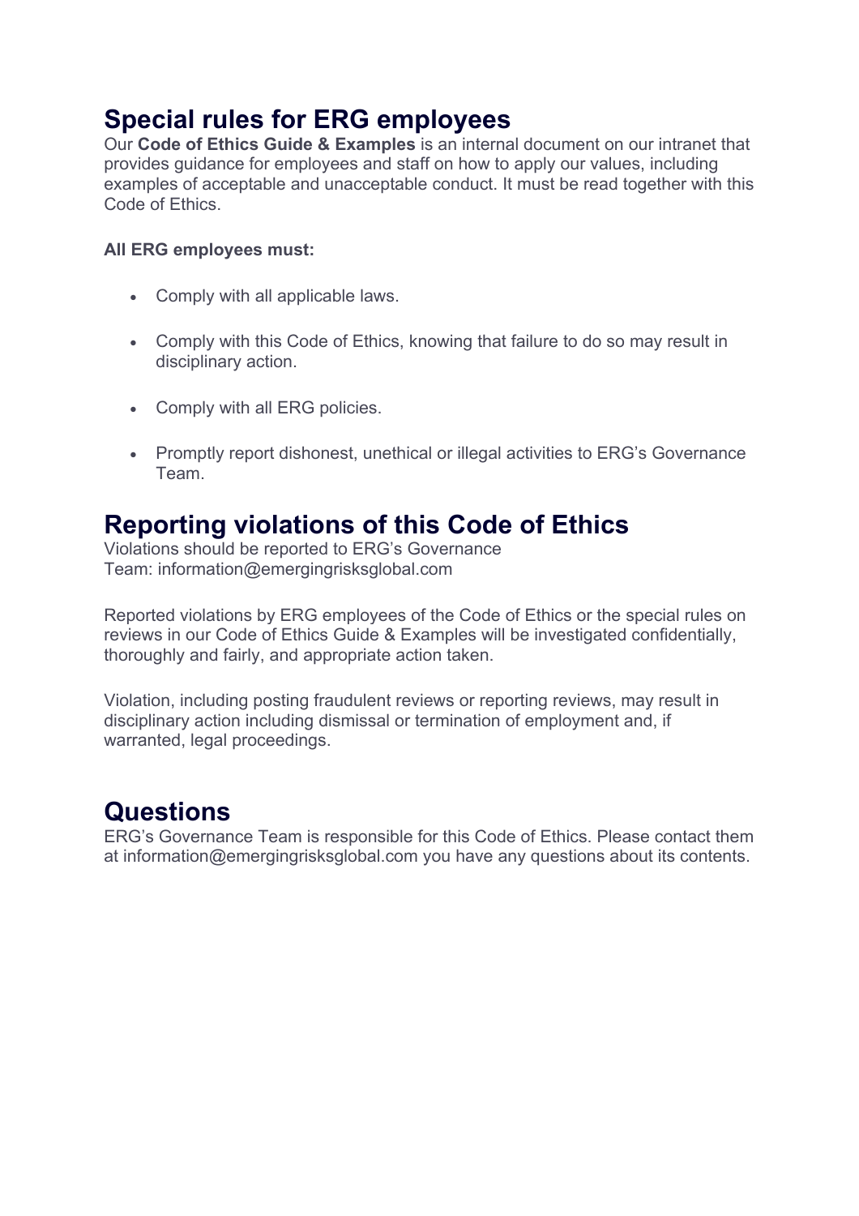## Special rules for ERG employees

Our **Code of Ethics Guide & Examples** is an internal document on our intranet that provides guidance for employees and staff on how to apply our values, including examples of acceptable and unacceptable conduct. It must be read together with this Code of Ethics.

**All ERG employees must:**

- Comply with all applicable laws.
- Comply with this Code of Ethics, knowing that failure to do so may result in disciplinary action.
- Comply with all ERG policies.
- Promptly report dishonest, unethical or illegal activities to ERG's Governance Team.

## Reporting violations of this Code of Ethics

Violations should be reported to ERG's Governance Team: information@emergingrisksglobal.com

Reported violations by ERG employees of the Code of Ethics or the special rules on reviews in our Code of Ethics Guide & Examples will be investigated confidentially, thoroughly and fairly, and appropriate action taken.

Violation, including posting fraudulent reviews or reporting reviews, may result in disciplinary action including dismissal or termination of employment and, if warranted, legal proceedings.

## Questions

ERG's Governance Team is responsible for this Code of Ethics. Please contact them at information@emergingrisksglobal.com you have any questions about its contents.